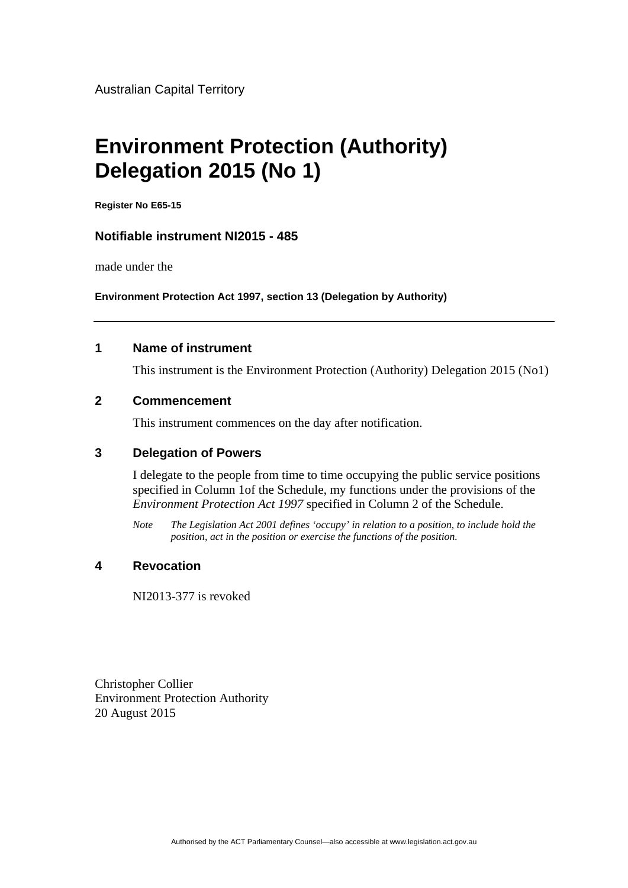Australian Capital Territory

# Environment Protection (Authority) Delegation 2015 (No 1)

**Register No E65-15**

**Notifiable instrument NI2015 - 485**

made under the

**Environment Protection Act 1997, section 13 (Delegation by Authority)**

---

## 1 Name of instrument

This instrument is the Environment Protection (Authority) Delegation 2015 (No1)

## 2 Commencement

This instrument commences on the day after notification.

## 3 Delegation of Powers

I delegate to the people from time to time occupying the public service positions specified in Column 1of the Schedule, my functions under the provisions of the *Environment Protection Act 1997* specified in Column 2 of the Schedule.

*Note The Legislation Act 2001 defines 'occupy' in relation to a position, to include hold the position, act in the position or exercise the functions of the position.*

## 4 Revocation

NI2013-377 is revoked

Christopher Collier
Environment Protection Authority
20 August 2015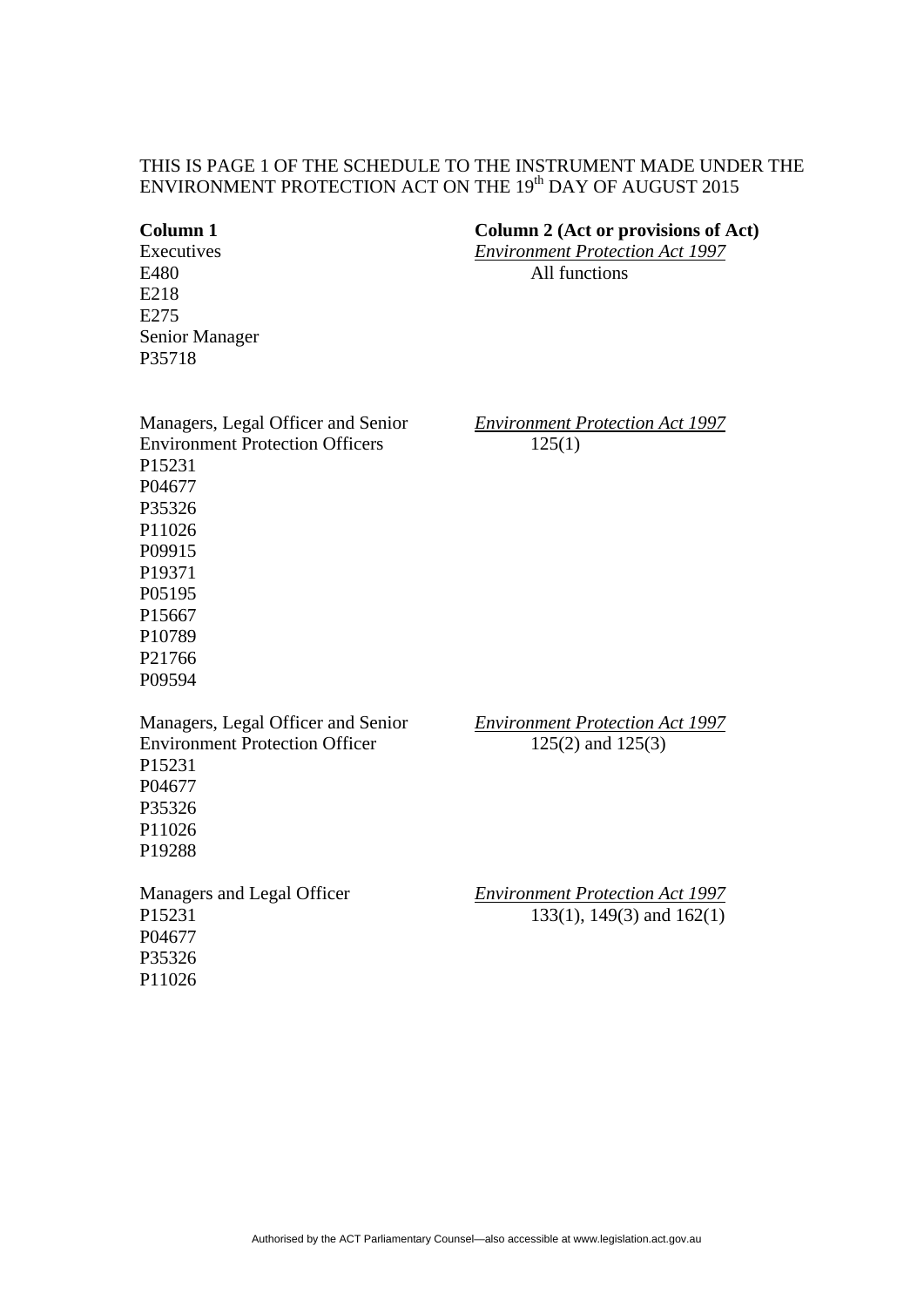THIS IS PAGE 1 OF THE SCHEDULE TO THE INSTRUMENT MADE UNDER THE ENVIRONMENT PROTECTION ACT ON THE 19th DAY OF AUGUST 2015

| **Column 1** | **Column 2 (Act or provisions of Act)** |
| --- | --- |
| Executives<br>E480<br>E218<br>E275<br>Senior Manager<br>P35718 | *Environment Protection Act 1997*<br>All functions |
| Managers, Legal Officer and Senior Environment Protection Officers<br>P15231<br>P04677<br>P35326<br>P11026<br>P09915<br>P19371<br>P05195<br>P15667<br>P10789<br>P21766<br>P09594 | *Environment Protection Act 1997*<br>125(1) |
| Managers, Legal Officer and Senior Environment Protection Officer<br>P15231<br>P04677<br>P35326<br>P11026<br>P19288 | *Environment Protection Act 1997*<br>125(2) and 125(3) |
| Managers and Legal Officer<br>P15231<br>P04677<br>P35326<br>P11026 | *Environment Protection Act 1997*<br>133(1), 149(3) and 162(1) |